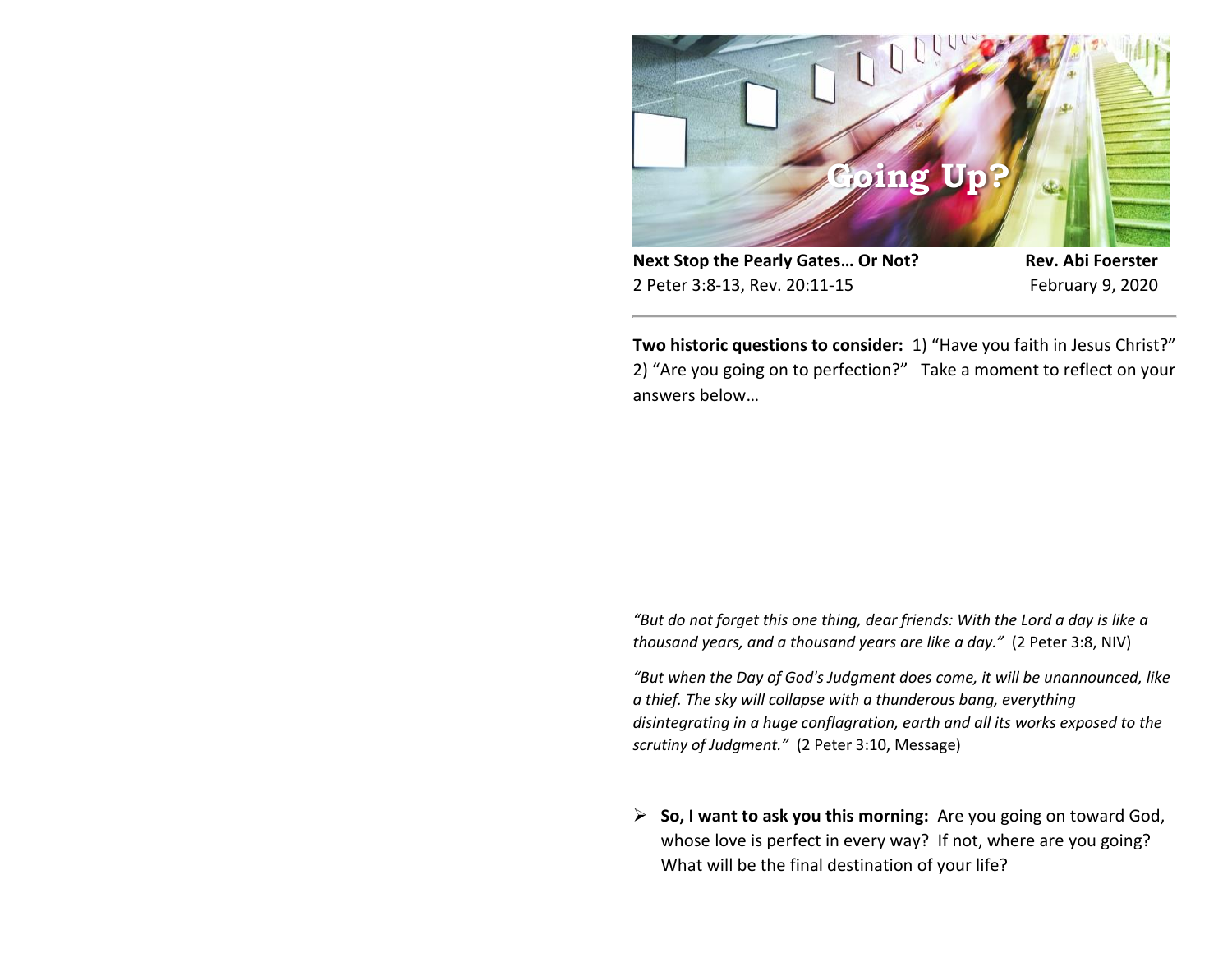# Going Up?

**Next Stop the Pearly Gates… Or Not?** **Rev. Abi Foerster**
2 Peter 3:8-13, Rev. 20:11-15 February 9, 2020

---

**Two historic questions to consider:** 1) "Have you faith in Jesus Christ?" 2) "Are you going on to perfection?" Take a moment to reflect on your answers below…

*"But do not forget this one thing, dear friends: With the Lord a day is like a thousand years, and a thousand years are like a day."* (2 Peter 3:8, NIV)

*"But when the Day of God's Judgment does come, it will be unannounced, like a thief. The sky will collapse with a thunderous bang, everything disintegrating in a huge conflagration, earth and all its works exposed to the scrutiny of Judgment."* (2 Peter 3:10, Message)

- **So, I want to ask you this morning:** Are you going on toward God, whose love is perfect in every way? If not, where are you going? What will be the final destination of your life?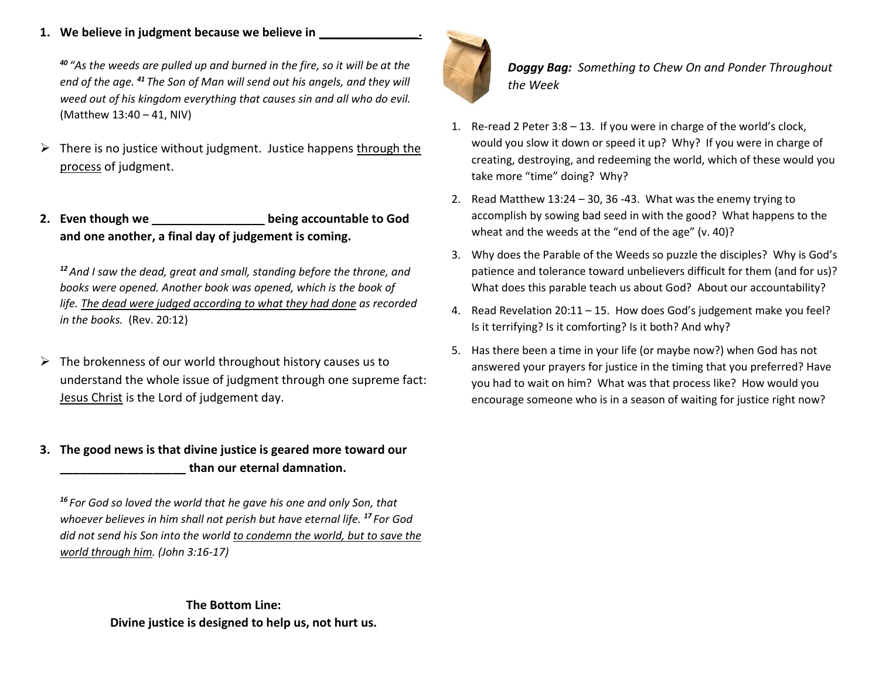1. **We believe in judgment because we believe in _______________.**

   *[40] "As the weeds are pulled up and burned in the fire, so it will be at the end of the age. [41] The Son of Man will send out his angels, and they will weed out of his kingdom everything that causes sin and all who do evil.* (Matthew 13:40 – 41, NIV)

- There is no justice without judgment. Justice happens through the process of judgment.

2. **Even though we _________________ being accountable to God and one another, a final day of judgement is coming.**

   *[12] And I saw the dead, great and small, standing before the throne, and books were opened. Another book was opened, which is the book of life. The dead were judged according to what they had done as recorded in the books.* (Rev. 20:12)

- The brokenness of our world throughout history causes us to understand the whole issue of judgment through one supreme fact: Jesus Christ is the Lord of judgement day.

3. **The good news is that divine justice is geared more toward our ___________________ than our eternal damnation.**

   *[16] For God so loved the world that he gave his one and only Son, that whoever believes in him shall not perish but have eternal life. [17] For God did not send his Son into the world to condemn the world, but to save the world through him. (John 3:16-17)*

**The Bottom Line:**
**Divine justice is designed to help us, not hurt us.**

***Doggy Bag:*** *Something to Chew On and Ponder Throughout the Week*

1. Re-read 2 Peter 3:8 – 13. If you were in charge of the world's clock, would you slow it down or speed it up? Why? If you were in charge of creating, destroying, and redeeming the world, which of these would you take more "time" doing? Why?
2. Read Matthew 13:24 – 30, 36 -43. What was the enemy trying to accomplish by sowing bad seed in with the good? What happens to the wheat and the weeds at the "end of the age" (v. 40)?
3. Why does the Parable of the Weeds so puzzle the disciples? Why is God's patience and tolerance toward unbelievers difficult for them (and for us)? What does this parable teach us about God? About our accountability?
4. Read Revelation 20:11 – 15. How does God's judgement make you feel? Is it terrifying? Is it comforting? Is it both? And why?
5. Has there been a time in your life (or maybe now?) when God has not answered your prayers for justice in the timing that you preferred? Have you had to wait on him? What was that process like? How would you encourage someone who is in a season of waiting for justice right now?